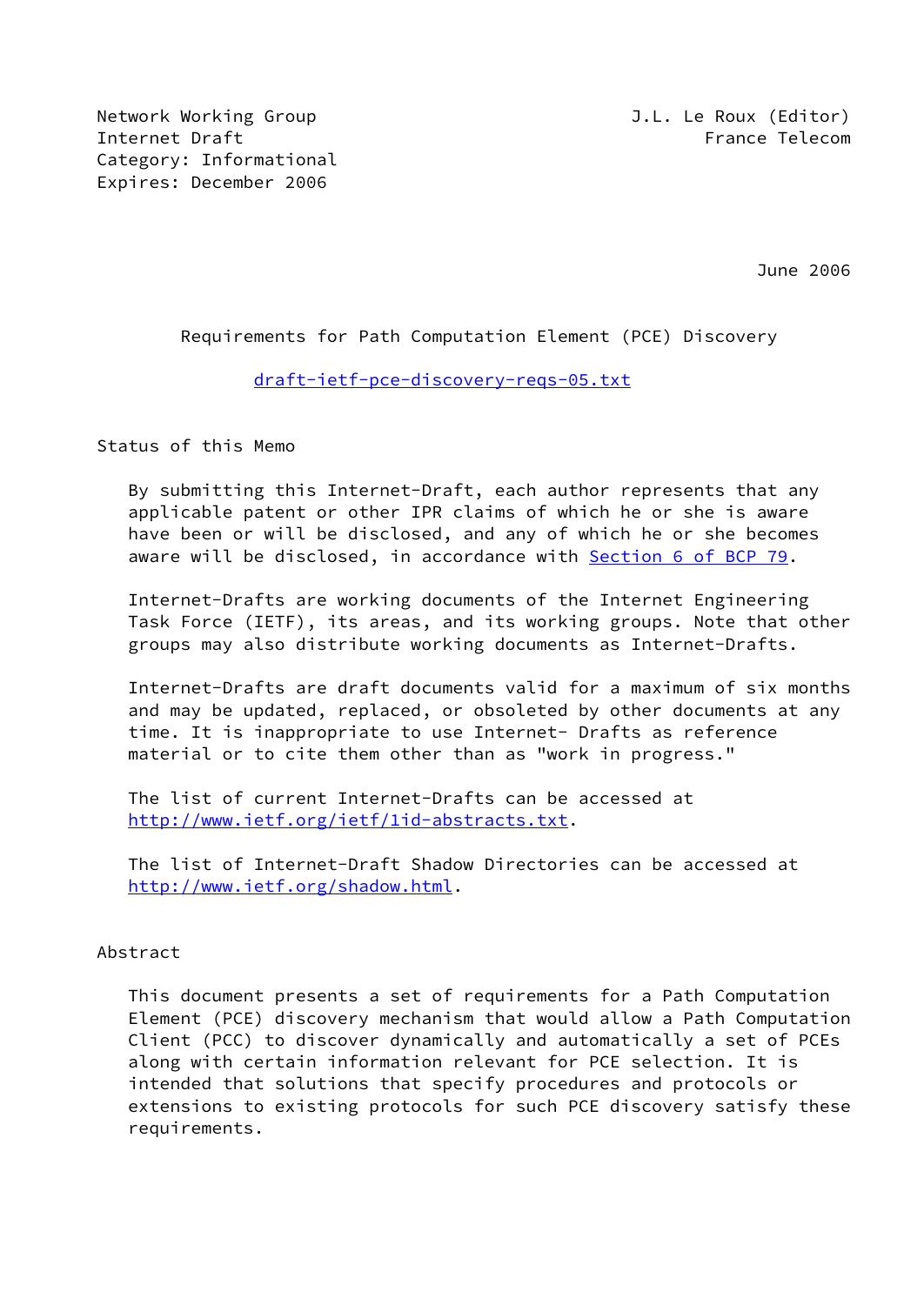Network Working Group J.L. Le Roux (Editor)
Internet Draft France Telecom
Category: Informational
Expires: December 2006

June 2006

# Requirements for Path Computation Element (PCE) Discovery

draft-ietf-pce-discovery-reqs-05.txt

## Status of this Memo

By submitting this Internet-Draft, each author represents that any applicable patent or other IPR claims of which he or she is aware have been or will be disclosed, and any of which he or she becomes aware will be disclosed, in accordance with Section 6 of BCP 79.

Internet-Drafts are working documents of the Internet Engineering Task Force (IETF), its areas, and its working groups. Note that other groups may also distribute working documents as Internet-Drafts.

Internet-Drafts are draft documents valid for a maximum of six months and may be updated, replaced, or obsoleted by other documents at any time. It is inappropriate to use Internet- Drafts as reference material or to cite them other than as "work in progress."

The list of current Internet-Drafts can be accessed at http://www.ietf.org/ietf/1id-abstracts.txt.

The list of Internet-Draft Shadow Directories can be accessed at http://www.ietf.org/shadow.html.

## Abstract

This document presents a set of requirements for a Path Computation Element (PCE) discovery mechanism that would allow a Path Computation Client (PCC) to discover dynamically and automatically a set of PCEs along with certain information relevant for PCE selection. It is intended that solutions that specify procedures and protocols or extensions to existing protocols for such PCE discovery satisfy these requirements.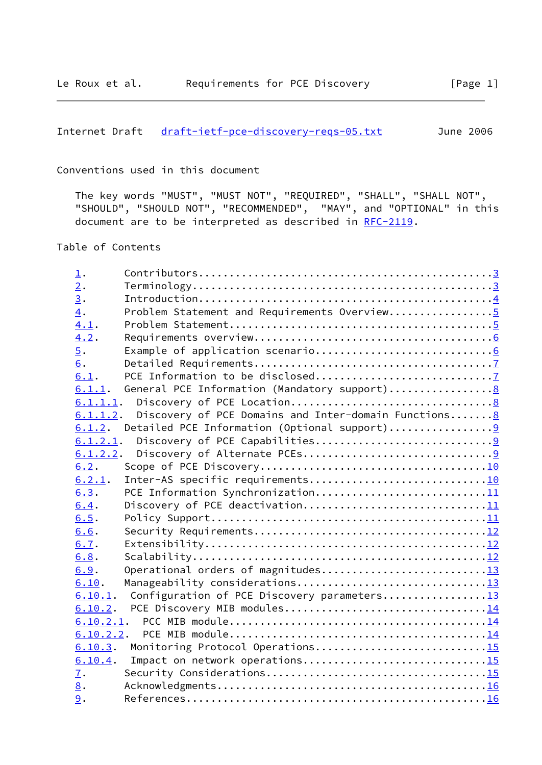Conventions used in this document

The key words "MUST", "MUST NOT", "REQUIRED", "SHALL", "SHALL NOT", "SHOULD", "SHOULD NOT", "RECOMMENDED", "MAY", and "OPTIONAL" in this document are to be interpreted as described in RFC-2119.

Table of Contents

```
1.       Contributors...............................................3
2.       Terminology................................................3
3.       Introduction...............................................4
4.       Problem Statement and Requirements Overview................5
4.1.     Problem Statement..........................................5
4.2.     Requirements overview......................................6
5.       Example of application scenario............................6
6.       Detailed Requirements......................................7
6.1.     PCE Information to be disclosed............................7
6.1.1.   General PCE Information (Mandatory support)................8
6.1.1.1.   Discovery of PCE Location................................8
6.1.1.2.   Discovery of PCE Domains and Inter-domain Functions.......8
6.1.2.   Detailed PCE Information (Optional support)................9
6.1.2.1.   Discovery of PCE Capabilities............................9
6.1.2.2.   Discovery of Alternate PCEs..............................9
6.2.     Scope of PCE Discovery....................................10
6.2.1.   Inter-AS specific requirements............................10
6.3.     PCE Information Synchronization...........................11
6.4.     Discovery of PCE deactivation.............................11
6.5.     Policy Support............................................11
6.6.     Security Requirements.....................................12
6.7.     Extensibility.............................................12
6.8.     Scalability...............................................12
6.9.     Operational orders of magnitudes..........................13
6.10.    Manageability considerations..............................13
6.10.1.   Configuration of PCE Discovery parameters................13
6.10.2.   PCE Discovery MIB modules................................14
6.10.2.1.   PCC MIB module.........................................14
6.10.2.2.   PCE MIB module.........................................14
6.10.3.   Monitoring Protocol Operations...........................15
6.10.4.   Impact on network operations.............................15
7.       Security Considerations...................................15
8.       Acknowledgments...........................................16
9.       References................................................16
```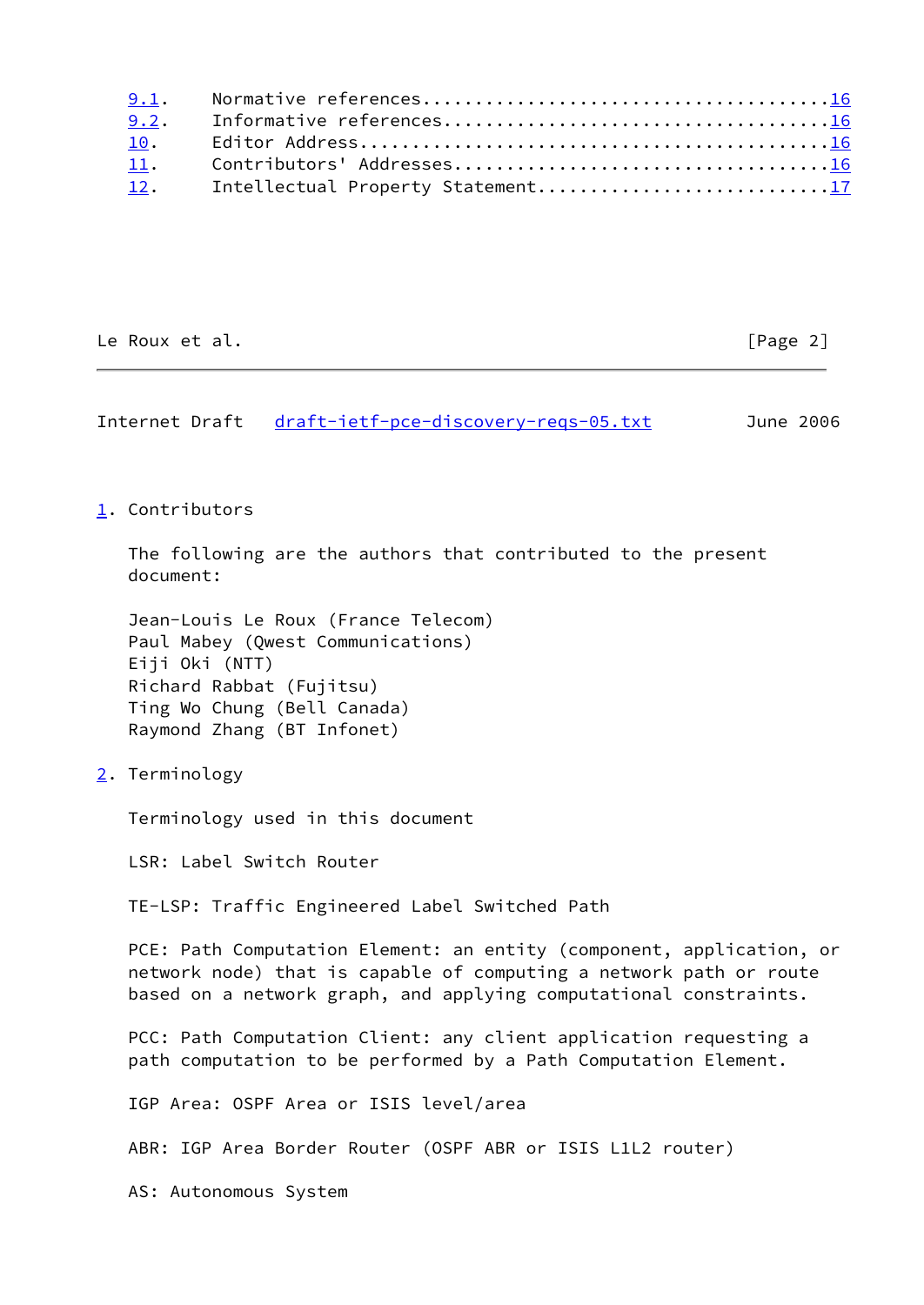9.1. Normative references........................................16
9.2. Informative references......................................16
10. Editor Address...............................................16
11. Contributors' Addresses......................................16
12. Intellectual Property Statement..............................17

## 1. Contributors

The following are the authors that contributed to the present document:

Jean-Louis Le Roux (France Telecom)
Paul Mabey (Qwest Communications)
Eiji Oki (NTT)
Richard Rabbat (Fujitsu)
Ting Wo Chung (Bell Canada)
Raymond Zhang (BT Infonet)

## 2. Terminology

Terminology used in this document

LSR: Label Switch Router

TE-LSP: Traffic Engineered Label Switched Path

PCE: Path Computation Element: an entity (component, application, or network node) that is capable of computing a network path or route based on a network graph, and applying computational constraints.

PCC: Path Computation Client: any client application requesting a path computation to be performed by a Path Computation Element.

IGP Area: OSPF Area or ISIS level/area

ABR: IGP Area Border Router (OSPF ABR or ISIS L1L2 router)

AS: Autonomous System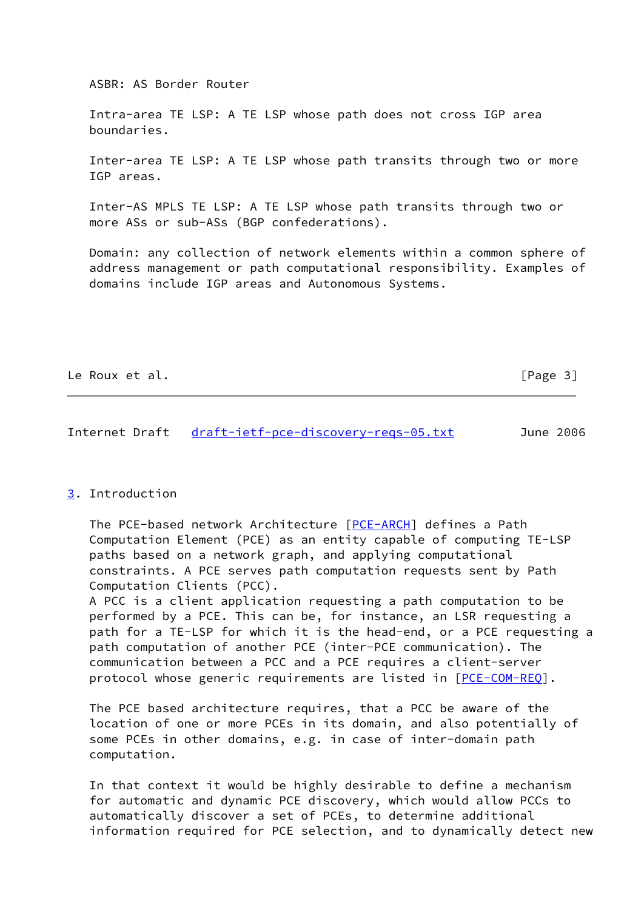ASBR: AS Border Router

Intra-area TE LSP: A TE LSP whose path does not cross IGP area boundaries.

Inter-area TE LSP: A TE LSP whose path transits through two or more IGP areas.

Inter-AS MPLS TE LSP: A TE LSP whose path transits through two or more ASs or sub-ASs (BGP confederations).

Domain: any collection of network elements within a common sphere of address management or path computational responsibility. Examples of domains include IGP areas and Autonomous Systems.

## 3. Introduction

The PCE-based network Architecture [PCE-ARCH] defines a Path Computation Element (PCE) as an entity capable of computing TE-LSP paths based on a network graph, and applying computational constraints. A PCE serves path computation requests sent by Path Computation Clients (PCC).
A PCC is a client application requesting a path computation to be performed by a PCE. This can be, for instance, an LSR requesting a path for a TE-LSP for which it is the head-end, or a PCE requesting a path computation of another PCE (inter-PCE communication). The communication between a PCC and a PCE requires a client-server protocol whose generic requirements are listed in [PCE-COM-REQ].

The PCE based architecture requires, that a PCC be aware of the location of one or more PCEs in its domain, and also potentially of some PCEs in other domains, e.g. in case of inter-domain path computation.

In that context it would be highly desirable to define a mechanism for automatic and dynamic PCE discovery, which would allow PCCs to automatically discover a set of PCEs, to determine additional information required for PCE selection, and to dynamically detect new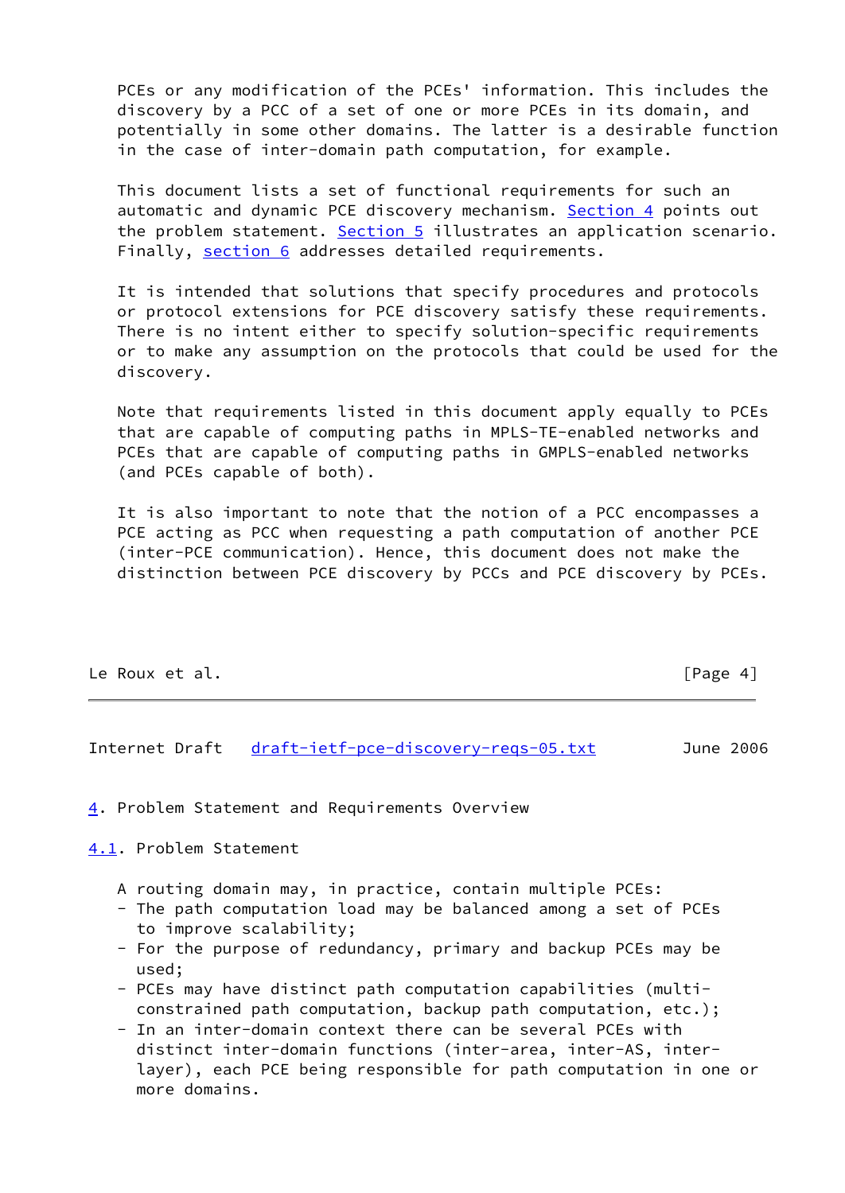PCEs or any modification of the PCEs' information. This includes the discovery by a PCC of a set of one or more PCEs in its domain, and potentially in some other domains. The latter is a desirable function in the case of inter-domain path computation, for example.

This document lists a set of functional requirements for such an automatic and dynamic PCE discovery mechanism. Section 4 points out the problem statement. Section 5 illustrates an application scenario. Finally, section 6 addresses detailed requirements.

It is intended that solutions that specify procedures and protocols or protocol extensions for PCE discovery satisfy these requirements. There is no intent either to specify solution-specific requirements or to make any assumption on the protocols that could be used for the discovery.

Note that requirements listed in this document apply equally to PCEs that are capable of computing paths in MPLS-TE-enabled networks and PCEs that are capable of computing paths in GMPLS-enabled networks (and PCEs capable of both).

It is also important to note that the notion of a PCC encompasses a PCE acting as PCC when requesting a path computation of another PCE (inter-PCE communication). Hence, this document does not make the distinction between PCE discovery by PCCs and PCE discovery by PCEs.

## 4. Problem Statement and Requirements Overview

### 4.1. Problem Statement

A routing domain may, in practice, contain multiple PCEs:

- The path computation load may be balanced among a set of PCEs to improve scalability;
- For the purpose of redundancy, primary and backup PCEs may be used;
- PCEs may have distinct path computation capabilities (multi-constrained path computation, backup path computation, etc.);
- In an inter-domain context there can be several PCEs with distinct inter-domain functions (inter-area, inter-AS, inter-layer), each PCE being responsible for path computation in one or more domains.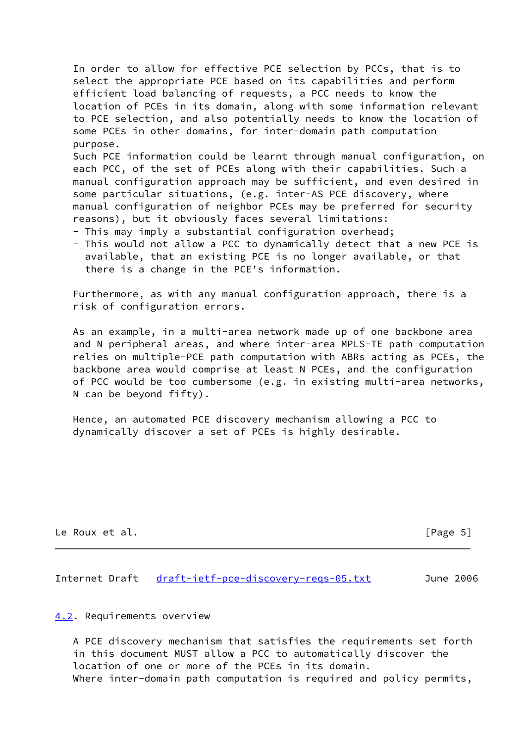In order to allow for effective PCE selection by PCCs, that is to select the appropriate PCE based on its capabilities and perform efficient load balancing of requests, a PCC needs to know the location of PCEs in its domain, along with some information relevant to PCE selection, and also potentially needs to know the location of some PCEs in other domains, for inter-domain path computation purpose.
Such PCE information could be learnt through manual configuration, on each PCC, of the set of PCEs along with their capabilities. Such a manual configuration approach may be sufficient, and even desired in some particular situations, (e.g. inter-AS PCE discovery, where manual configuration of neighbor PCEs may be preferred for security reasons), but it obviously faces several limitations:

- This may imply a substantial configuration overhead;
- This would not allow a PCC to dynamically detect that a new PCE is available, that an existing PCE is no longer available, or that there is a change in the PCE's information.

Furthermore, as with any manual configuration approach, there is a risk of configuration errors.

As an example, in a multi-area network made up of one backbone area and N peripheral areas, and where inter-area MPLS-TE path computation relies on multiple-PCE path computation with ABRs acting as PCEs, the backbone area would comprise at least N PCEs, and the configuration of PCC would be too cumbersome (e.g. in existing multi-area networks, N can be beyond fifty).

Hence, an automated PCE discovery mechanism allowing a PCC to dynamically discover a set of PCEs is highly desirable.

## 4.2. Requirements overview

A PCE discovery mechanism that satisfies the requirements set forth in this document MUST allow a PCC to automatically discover the location of one or more of the PCEs in its domain.
Where inter-domain path computation is required and policy permits,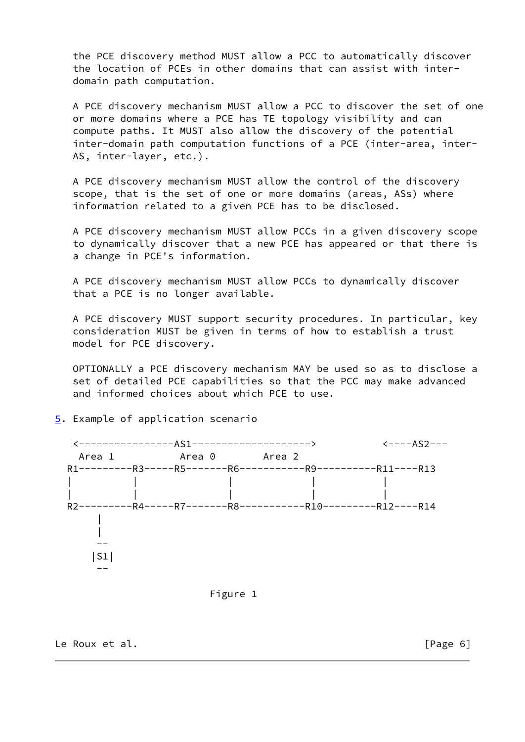the PCE discovery method MUST allow a PCC to automatically discover the location of PCEs in other domains that can assist with inter-domain path computation.

A PCE discovery mechanism MUST allow a PCC to discover the set of one or more domains where a PCE has TE topology visibility and can compute paths. It MUST also allow the discovery of the potential inter-domain path computation functions of a PCE (inter-area, inter-AS, inter-layer, etc.).

A PCE discovery mechanism MUST allow the control of the discovery scope, that is the set of one or more domains (areas, ASs) where information related to a given PCE has to be disclosed.

A PCE discovery mechanism MUST allow PCCs in a given discovery scope to dynamically discover that a new PCE has appeared or that there is a change in PCE's information.

A PCE discovery mechanism MUST allow PCCs to dynamically discover that a PCE is no longer available.

A PCE discovery MUST support security procedures. In particular, key consideration MUST be given in terms of how to establish a trust model for PCE discovery.

OPTIONALLY a PCE discovery mechanism MAY be used so as to disclose a set of detailed PCE capabilities so that the PCC may make advanced and informed choices about which PCE to use.

## 5. Example of application scenario

```
  <----------------AS1-------------------->          <----AS2---
   Area 1           Area 0        Area 2
 R1---------R3-----R5-------R6-----------R9----------R11----R13
 |          |               |            |           |
 |          |               |            |           |
 R2---------R4-----R7-------R8-----------R10---------R12----R14
      |
      |
      --
     |S1|
      --
```

Figure 1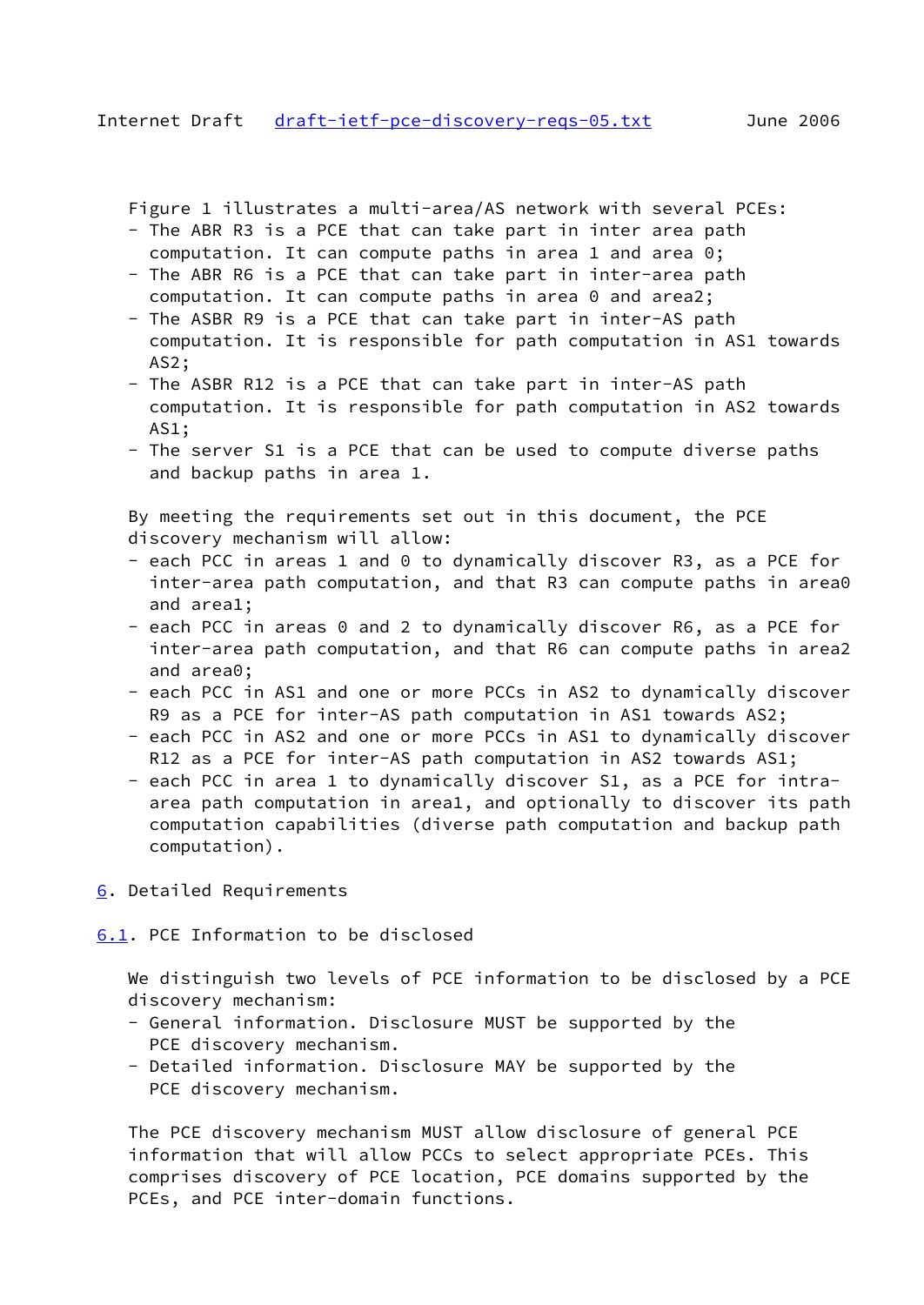Figure 1 illustrates a multi-area/AS network with several PCEs:

- The ABR R3 is a PCE that can take part in inter area path computation. It can compute paths in area 1 and area 0;
- The ABR R6 is a PCE that can take part in inter-area path computation. It can compute paths in area 0 and area2;
- The ASBR R9 is a PCE that can take part in inter-AS path computation. It is responsible for path computation in AS1 towards AS2;
- The ASBR R12 is a PCE that can take part in inter-AS path computation. It is responsible for path computation in AS2 towards AS1;
- The server S1 is a PCE that can be used to compute diverse paths and backup paths in area 1.

By meeting the requirements set out in this document, the PCE discovery mechanism will allow:

- each PCC in areas 1 and 0 to dynamically discover R3, as a PCE for inter-area path computation, and that R3 can compute paths in area0 and area1;
- each PCC in areas 0 and 2 to dynamically discover R6, as a PCE for inter-area path computation, and that R6 can compute paths in area2 and area0;
- each PCC in AS1 and one or more PCCs in AS2 to dynamically discover R9 as a PCE for inter-AS path computation in AS1 towards AS2;
- each PCC in AS2 and one or more PCCs in AS1 to dynamically discover R12 as a PCE for inter-AS path computation in AS2 towards AS1;
- each PCC in area 1 to dynamically discover S1, as a PCE for intra-area path computation in area1, and optionally to discover its path computation capabilities (diverse path computation and backup path computation).

## 6. Detailed Requirements

### 6.1. PCE Information to be disclosed

We distinguish two levels of PCE information to be disclosed by a PCE discovery mechanism:

- General information. Disclosure MUST be supported by the PCE discovery mechanism.
- Detailed information. Disclosure MAY be supported by the PCE discovery mechanism.

The PCE discovery mechanism MUST allow disclosure of general PCE information that will allow PCCs to select appropriate PCEs. This comprises discovery of PCE location, PCE domains supported by the PCEs, and PCE inter-domain functions.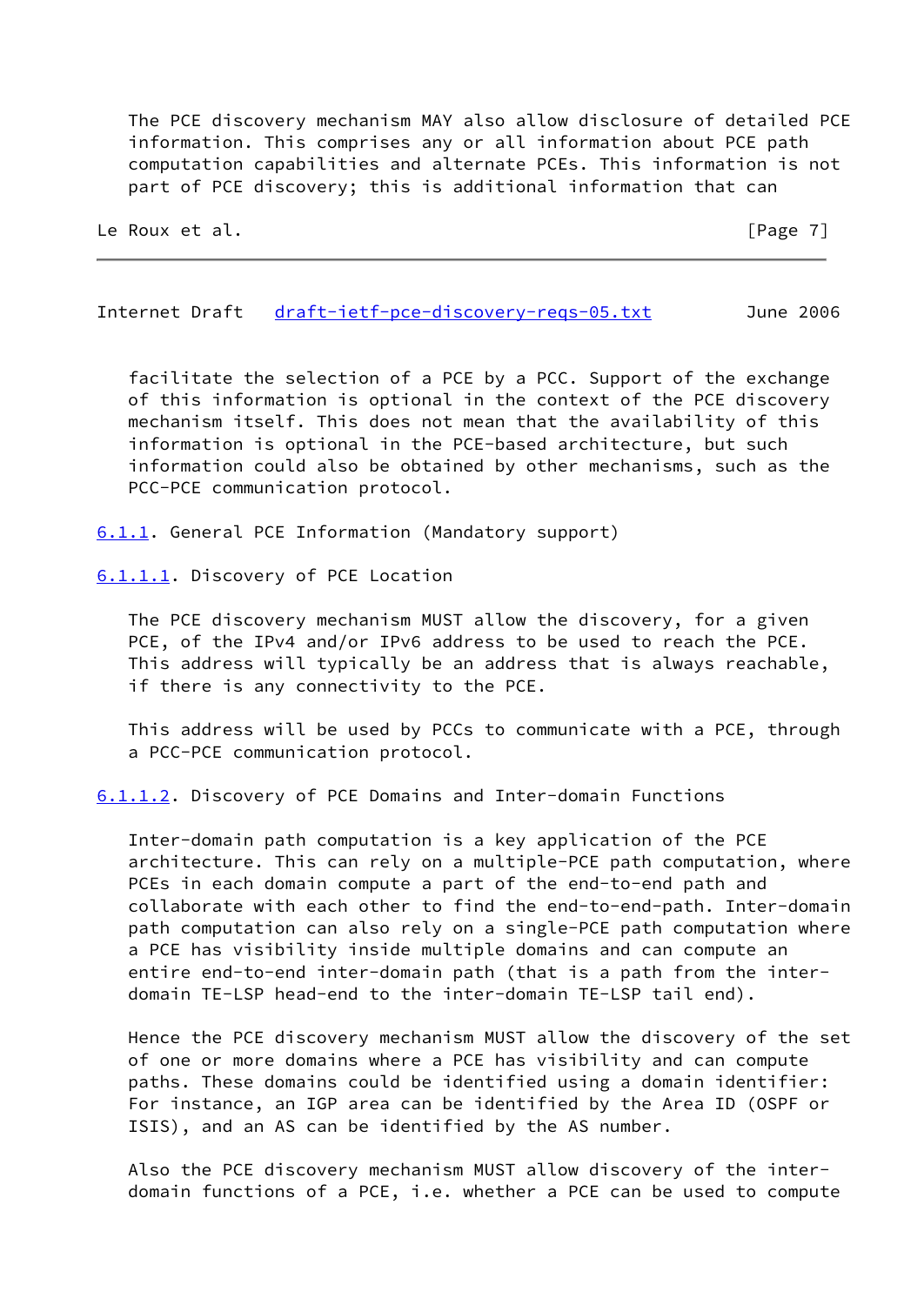The PCE discovery mechanism MAY also allow disclosure of detailed PCE information. This comprises any or all information about PCE path computation capabilities and alternate PCEs. This information is not part of PCE discovery; this is additional information that can facilitate the selection of a PCE by a PCC. Support of the exchange of this information is optional in the context of the PCE discovery mechanism itself. This does not mean that the availability of this information is optional in the PCE-based architecture, but such information could also be obtained by other mechanisms, such as the PCC-PCE communication protocol.

### 6.1.1. General PCE Information (Mandatory support)

#### 6.1.1.1. Discovery of PCE Location

The PCE discovery mechanism MUST allow the discovery, for a given PCE, of the IPv4 and/or IPv6 address to be used to reach the PCE. This address will typically be an address that is always reachable, if there is any connectivity to the PCE.

This address will be used by PCCs to communicate with a PCE, through a PCC-PCE communication protocol.

#### 6.1.1.2. Discovery of PCE Domains and Inter-domain Functions

Inter-domain path computation is a key application of the PCE architecture. This can rely on a multiple-PCE path computation, where PCEs in each domain compute a part of the end-to-end path and collaborate with each other to find the end-to-end-path. Inter-domain path computation can also rely on a single-PCE path computation where a PCE has visibility inside multiple domains and can compute an entire end-to-end inter-domain path (that is a path from the inter-domain TE-LSP head-end to the inter-domain TE-LSP tail end).

Hence the PCE discovery mechanism MUST allow the discovery of the set of one or more domains where a PCE has visibility and can compute paths. These domains could be identified using a domain identifier: For instance, an IGP area can be identified by the Area ID (OSPF or ISIS), and an AS can be identified by the AS number.

Also the PCE discovery mechanism MUST allow discovery of the inter-domain functions of a PCE, i.e. whether a PCE can be used to compute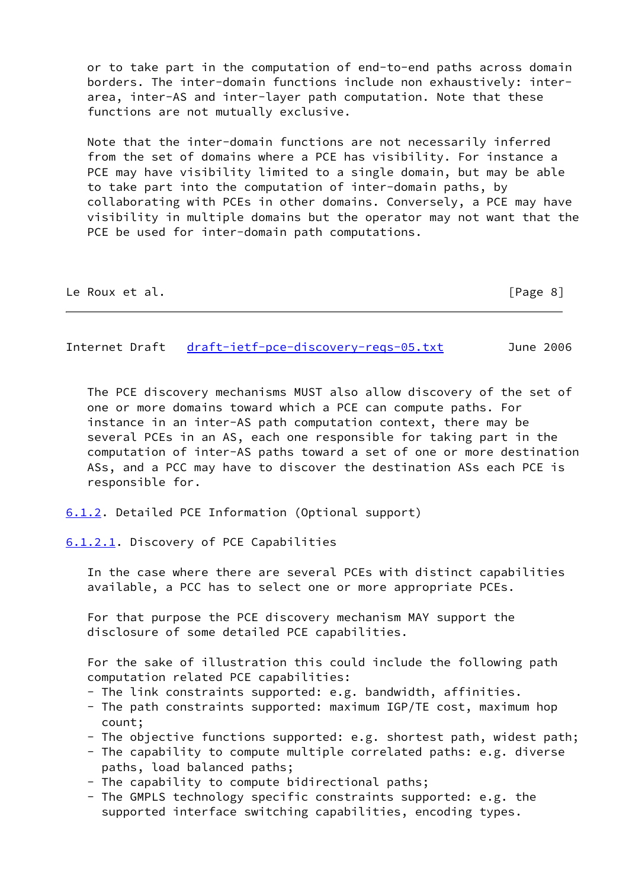or to take part in the computation of end-to-end paths across domain borders. The inter-domain functions include non exhaustively: inter-area, inter-AS and inter-layer path computation. Note that these functions are not mutually exclusive.

Note that the inter-domain functions are not necessarily inferred from the set of domains where a PCE has visibility. For instance a PCE may have visibility limited to a single domain, but may be able to take part into the computation of inter-domain paths, by collaborating with PCEs in other domains. Conversely, a PCE may have visibility in multiple domains but the operator may not want that the PCE be used for inter-domain path computations.

The PCE discovery mechanisms MUST also allow discovery of the set of one or more domains toward which a PCE can compute paths. For instance in an inter-AS path computation context, there may be several PCEs in an AS, each one responsible for taking part in the computation of inter-AS paths toward a set of one or more destination ASs, and a PCC may have to discover the destination ASs each PCE is responsible for.

#### 6.1.2. Detailed PCE Information (Optional support)

##### 6.1.2.1. Discovery of PCE Capabilities

In the case where there are several PCEs with distinct capabilities available, a PCC has to select one or more appropriate PCEs.

For that purpose the PCE discovery mechanism MAY support the disclosure of some detailed PCE capabilities.

For the sake of illustration this could include the following path computation related PCE capabilities:

- The link constraints supported: e.g. bandwidth, affinities.
- The path constraints supported: maximum IGP/TE cost, maximum hop count;
- The objective functions supported: e.g. shortest path, widest path;
- The capability to compute multiple correlated paths: e.g. diverse paths, load balanced paths;
- The capability to compute bidirectional paths;
- The GMPLS technology specific constraints supported: e.g. the supported interface switching capabilities, encoding types.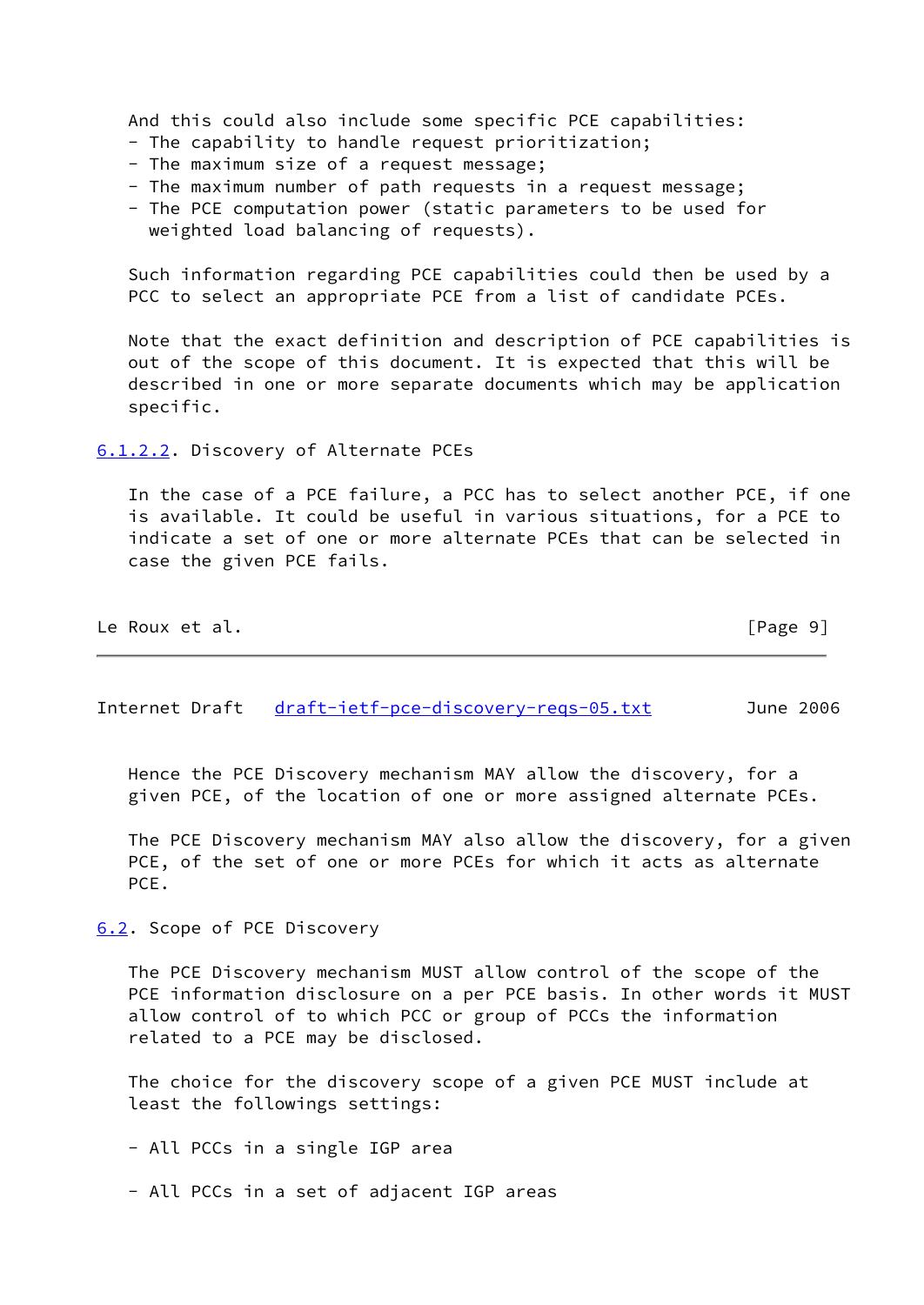And this could also include some specific PCE capabilities:

- The capability to handle request prioritization;
- The maximum size of a request message;
- The maximum number of path requests in a request message;
- The PCE computation power (static parameters to be used for weighted load balancing of requests).

Such information regarding PCE capabilities could then be used by a PCC to select an appropriate PCE from a list of candidate PCEs.

Note that the exact definition and description of PCE capabilities is out of the scope of this document. It is expected that this will be described in one or more separate documents which may be application specific.

#### 6.1.2.2. Discovery of Alternate PCEs

In the case of a PCE failure, a PCC has to select another PCE, if one is available. It could be useful in various situations, for a PCE to indicate a set of one or more alternate PCEs that can be selected in case the given PCE fails.

Hence the PCE Discovery mechanism MAY allow the discovery, for a given PCE, of the location of one or more assigned alternate PCEs.

The PCE Discovery mechanism MAY also allow the discovery, for a given PCE, of the set of one or more PCEs for which it acts as alternate PCE.

### 6.2. Scope of PCE Discovery

The PCE Discovery mechanism MUST allow control of the scope of the PCE information disclosure on a per PCE basis. In other words it MUST allow control of to which PCC or group of PCCs the information related to a PCE may be disclosed.

The choice for the discovery scope of a given PCE MUST include at least the followings settings:

- All PCCs in a single IGP area

- All PCCs in a set of adjacent IGP areas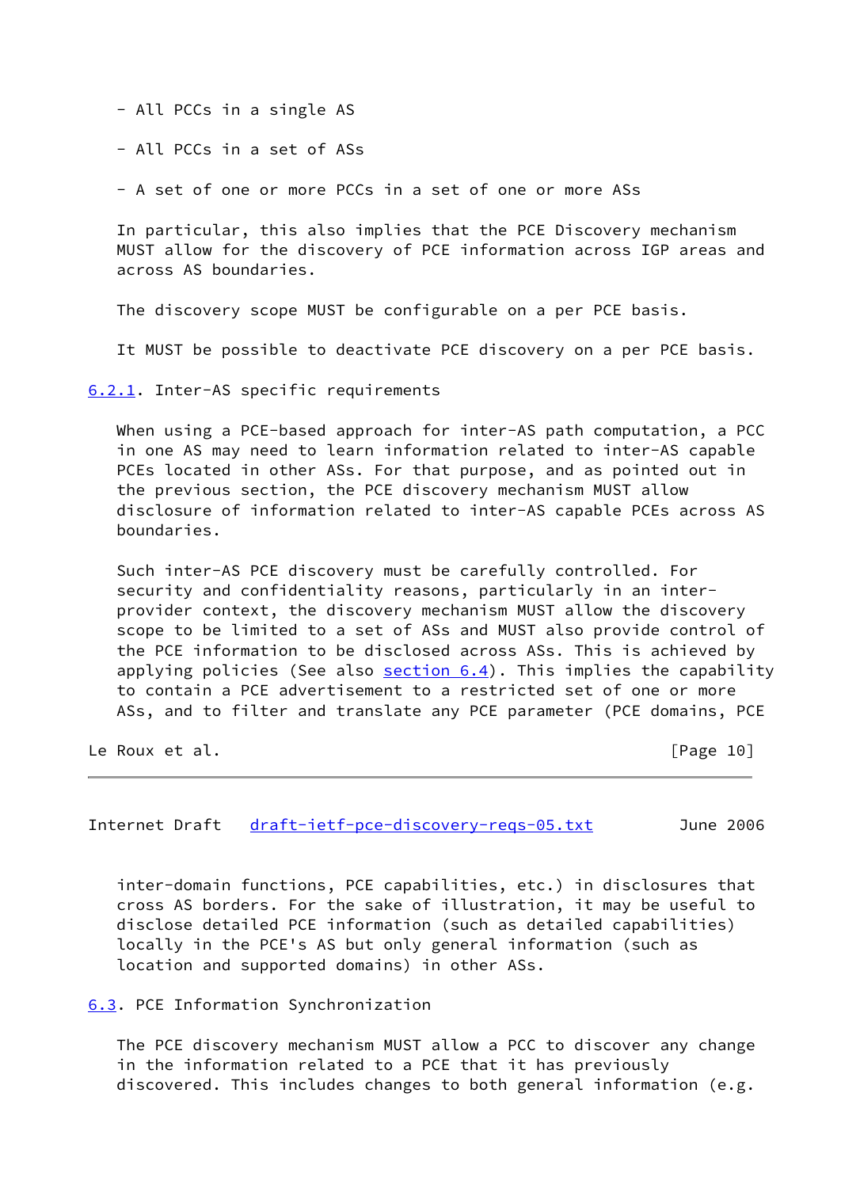- All PCCs in a single AS

- All PCCs in a set of ASs

- A set of one or more PCCs in a set of one or more ASs

In particular, this also implies that the PCE Discovery mechanism MUST allow for the discovery of PCE information across IGP areas and across AS boundaries.

The discovery scope MUST be configurable on a per PCE basis.

It MUST be possible to deactivate PCE discovery on a per PCE basis.

### 6.2.1. Inter-AS specific requirements

When using a PCE-based approach for inter-AS path computation, a PCC in one AS may need to learn information related to inter-AS capable PCEs located in other ASs. For that purpose, and as pointed out in the previous section, the PCE discovery mechanism MUST allow disclosure of information related to inter-AS capable PCEs across AS boundaries.

Such inter-AS PCE discovery must be carefully controlled. For security and confidentiality reasons, particularly in an inter-provider context, the discovery mechanism MUST allow the discovery scope to be limited to a set of ASs and MUST also provide control of the PCE information to be disclosed across ASs. This is achieved by applying policies (See also section 6.4). This implies the capability to contain a PCE advertisement to a restricted set of one or more ASs, and to filter and translate any PCE parameter (PCE domains, PCE inter-domain functions, PCE capabilities, etc.) in disclosures that cross AS borders. For the sake of illustration, it may be useful to disclose detailed PCE information (such as detailed capabilities) locally in the PCE's AS but only general information (such as location and supported domains) in other ASs.

### 6.3. PCE Information Synchronization

The PCE discovery mechanism MUST allow a PCC to discover any change in the information related to a PCE that it has previously discovered. This includes changes to both general information (e.g.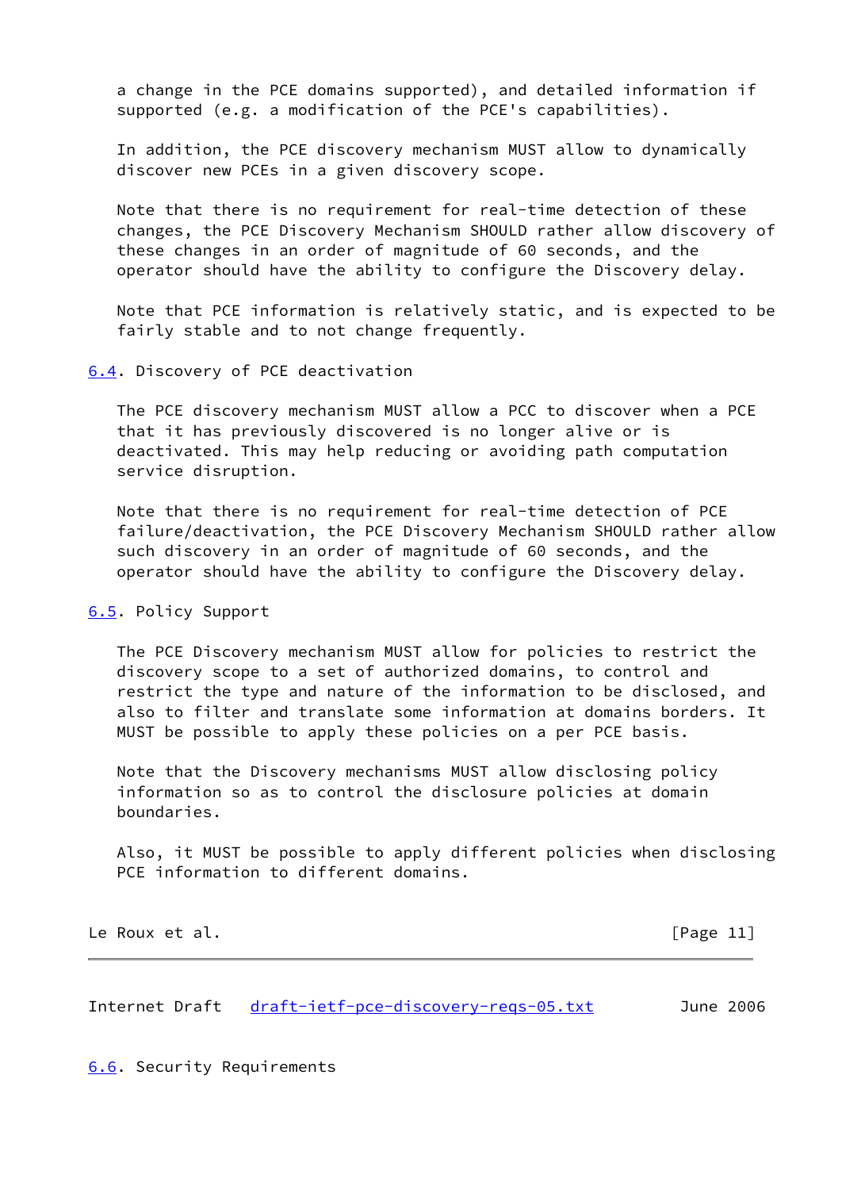a change in the PCE domains supported), and detailed information if supported (e.g. a modification of the PCE's capabilities).

In addition, the PCE discovery mechanism MUST allow to dynamically discover new PCEs in a given discovery scope.

Note that there is no requirement for real-time detection of these changes, the PCE Discovery Mechanism SHOULD rather allow discovery of these changes in an order of magnitude of 60 seconds, and the operator should have the ability to configure the Discovery delay.

Note that PCE information is relatively static, and is expected to be fairly stable and to not change frequently.

### 6.4. Discovery of PCE deactivation

The PCE discovery mechanism MUST allow a PCC to discover when a PCE that it has previously discovered is no longer alive or is deactivated. This may help reducing or avoiding path computation service disruption.

Note that there is no requirement for real-time detection of PCE failure/deactivation, the PCE Discovery Mechanism SHOULD rather allow such discovery in an order of magnitude of 60 seconds, and the operator should have the ability to configure the Discovery delay.

### 6.5. Policy Support

The PCE Discovery mechanism MUST allow for policies to restrict the discovery scope to a set of authorized domains, to control and restrict the type and nature of the information to be disclosed, and also to filter and translate some information at domains borders. It MUST be possible to apply these policies on a per PCE basis.

Note that the Discovery mechanisms MUST allow disclosing policy information so as to control the disclosure policies at domain boundaries.

Also, it MUST be possible to apply different policies when disclosing PCE information to different domains.

### 6.6. Security Requirements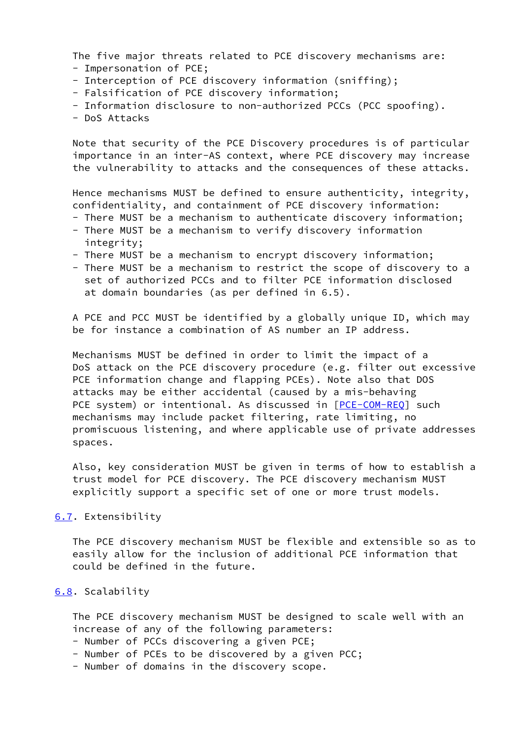The five major threats related to PCE discovery mechanisms are:

- Impersonation of PCE;
- Interception of PCE discovery information (sniffing);
- Falsification of PCE discovery information;
- Information disclosure to non-authorized PCCs (PCC spoofing).
- DoS Attacks

Note that security of the PCE Discovery procedures is of particular importance in an inter-AS context, where PCE discovery may increase the vulnerability to attacks and the consequences of these attacks.

Hence mechanisms MUST be defined to ensure authenticity, integrity, confidentiality, and containment of PCE discovery information:

- There MUST be a mechanism to authenticate discovery information;
- There MUST be a mechanism to verify discovery information integrity;
- There MUST be a mechanism to encrypt discovery information;
- There MUST be a mechanism to restrict the scope of discovery to a set of authorized PCCs and to filter PCE information disclosed at domain boundaries (as per defined in 6.5).

A PCE and PCC MUST be identified by a globally unique ID, which may be for instance a combination of AS number an IP address.

Mechanisms MUST be defined in order to limit the impact of a DoS attack on the PCE discovery procedure (e.g. filter out excessive PCE information change and flapping PCEs). Note also that DOS attacks may be either accidental (caused by a mis-behaving PCE system) or intentional. As discussed in [PCE-COM-REQ] such mechanisms may include packet filtering, rate limiting, no promiscuous listening, and where applicable use of private addresses spaces.

Also, key consideration MUST be given in terms of how to establish a trust model for PCE discovery. The PCE discovery mechanism MUST explicitly support a specific set of one or more trust models.

## 6.7. Extensibility

The PCE discovery mechanism MUST be flexible and extensible so as to easily allow for the inclusion of additional PCE information that could be defined in the future.

## 6.8. Scalability

The PCE discovery mechanism MUST be designed to scale well with an increase of any of the following parameters:

- Number of PCCs discovering a given PCE;
- Number of PCEs to be discovered by a given PCC;
- Number of domains in the discovery scope.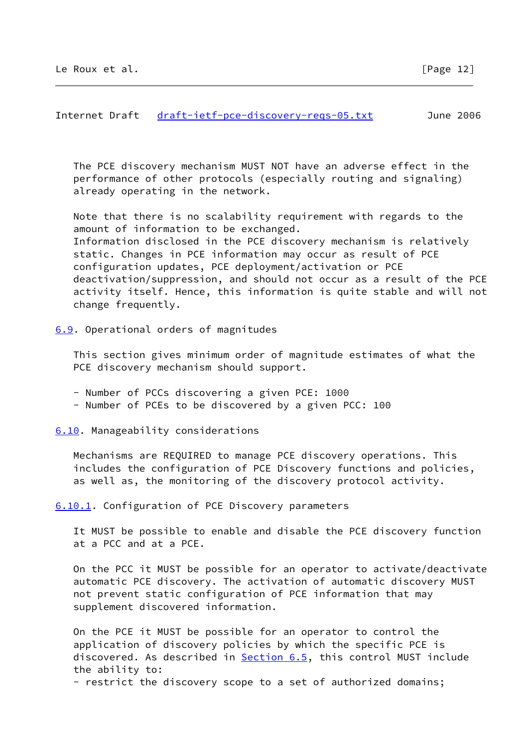The PCE discovery mechanism MUST NOT have an adverse effect in the performance of other protocols (especially routing and signaling) already operating in the network.

Note that there is no scalability requirement with regards to the amount of information to be exchanged.
Information disclosed in the PCE discovery mechanism is relatively static. Changes in PCE information may occur as result of PCE configuration updates, PCE deployment/activation or PCE deactivation/suppression, and should not occur as a result of the PCE activity itself. Hence, this information is quite stable and will not change frequently.

### 6.9. Operational orders of magnitudes

This section gives minimum order of magnitude estimates of what the PCE discovery mechanism should support.

- Number of PCCs discovering a given PCE: 1000
- Number of PCEs to be discovered by a given PCC: 100

### 6.10. Manageability considerations

Mechanisms are REQUIRED to manage PCE discovery operations. This includes the configuration of PCE Discovery functions and policies, as well as, the monitoring of the discovery protocol activity.

#### 6.10.1. Configuration of PCE Discovery parameters

It MUST be possible to enable and disable the PCE discovery function at a PCC and at a PCE.

On the PCC it MUST be possible for an operator to activate/deactivate automatic PCE discovery. The activation of automatic discovery MUST not prevent static configuration of PCE information that may supplement discovered information.

On the PCE it MUST be possible for an operator to control the application of discovery policies by which the specific PCE is discovered. As described in Section 6.5, this control MUST include the ability to:
- restrict the discovery scope to a set of authorized domains;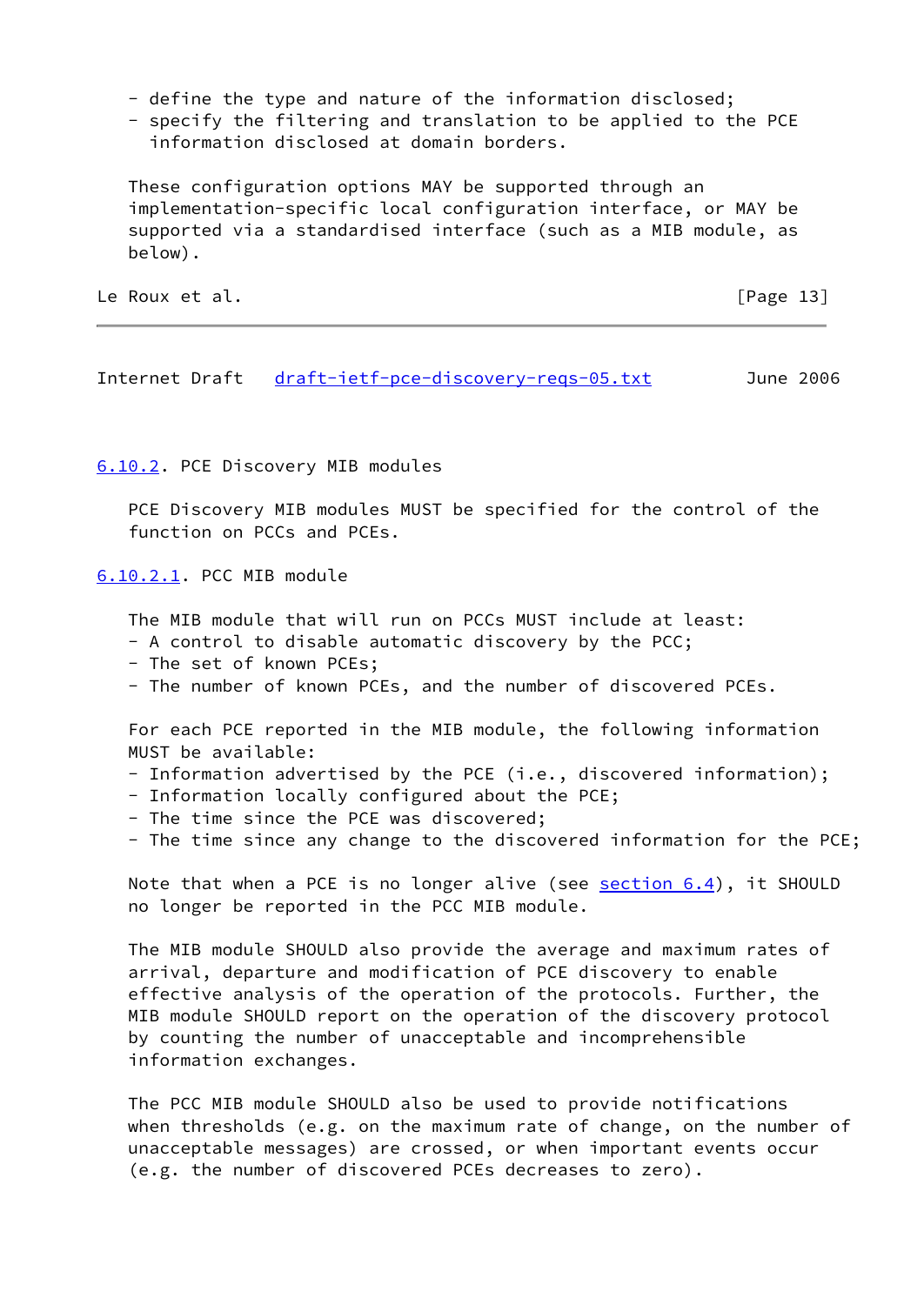- define the type and nature of the information disclosed;
- specify the filtering and translation to be applied to the PCE information disclosed at domain borders.

These configuration options MAY be supported through an implementation-specific local configuration interface, or MAY be supported via a standardised interface (such as a MIB module, as below).

#### 6.10.2. PCE Discovery MIB modules

PCE Discovery MIB modules MUST be specified for the control of the function on PCCs and PCEs.

##### 6.10.2.1. PCC MIB module

The MIB module that will run on PCCs MUST include at least:

- A control to disable automatic discovery by the PCC;
- The set of known PCEs;
- The number of known PCEs, and the number of discovered PCEs.

For each PCE reported in the MIB module, the following information MUST be available:

- Information advertised by the PCE (i.e., discovered information);
- Information locally configured about the PCE;
- The time since the PCE was discovered;
- The time since any change to the discovered information for the PCE;

Note that when a PCE is no longer alive (see section 6.4), it SHOULD no longer be reported in the PCC MIB module.

The MIB module SHOULD also provide the average and maximum rates of arrival, departure and modification of PCE discovery to enable effective analysis of the operation of the protocols. Further, the MIB module SHOULD report on the operation of the discovery protocol by counting the number of unacceptable and incomprehensible information exchanges.

The PCC MIB module SHOULD also be used to provide notifications when thresholds (e.g. on the maximum rate of change, on the number of unacceptable messages) are crossed, or when important events occur (e.g. the number of discovered PCEs decreases to zero).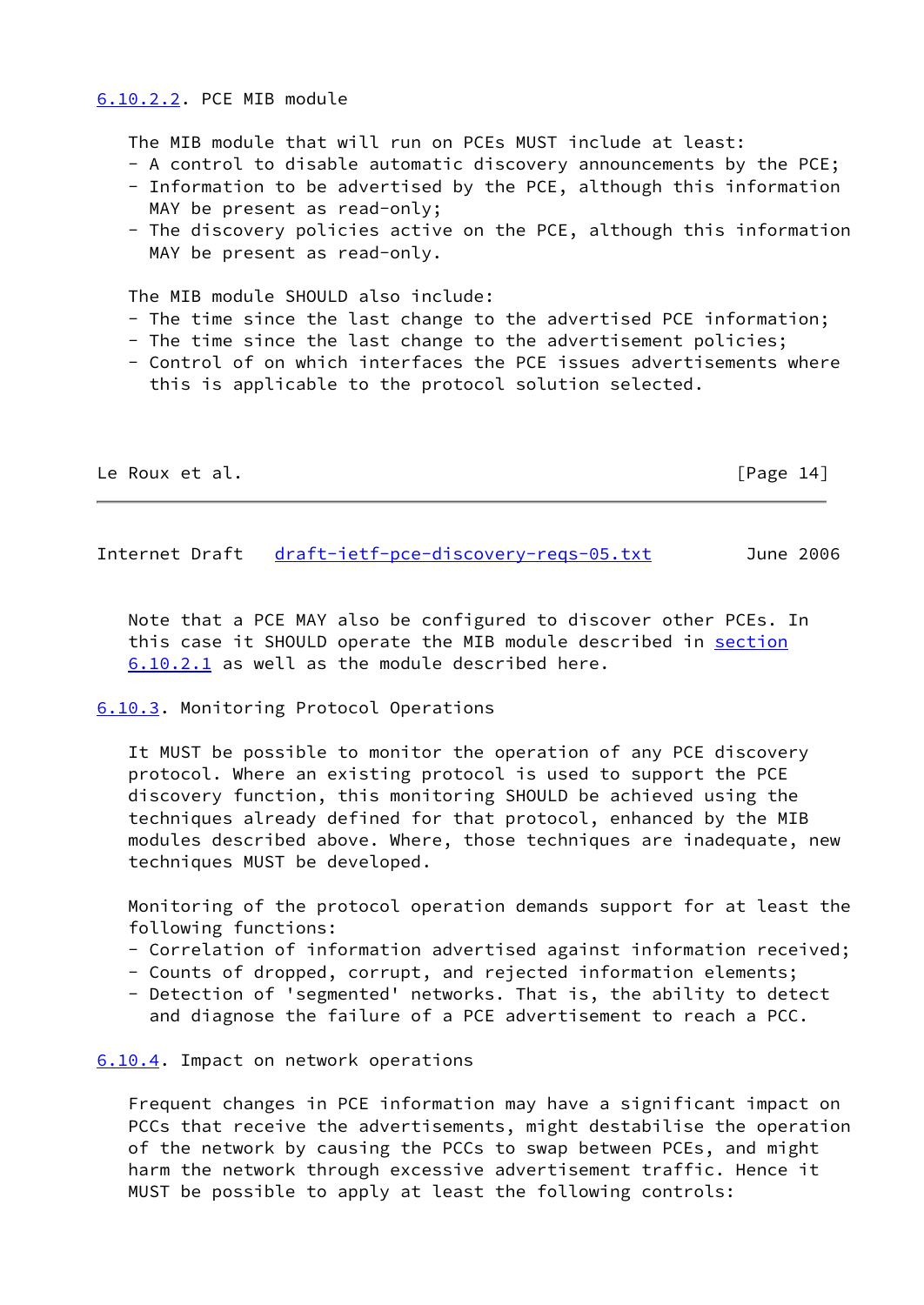#### 6.10.2.2. PCE MIB module

The MIB module that will run on PCEs MUST include at least:

- A control to disable automatic discovery announcements by the PCE;
- Information to be advertised by the PCE, although this information MAY be present as read-only;
- The discovery policies active on the PCE, although this information MAY be present as read-only.

The MIB module SHOULD also include:

- The time since the last change to the advertised PCE information;
- The time since the last change to the advertisement policies;
- Control of on which interfaces the PCE issues advertisements where this is applicable to the protocol solution selected.

Note that a PCE MAY also be configured to discover other PCEs. In this case it SHOULD operate the MIB module described in section 6.10.2.1 as well as the module described here.

### 6.10.3. Monitoring Protocol Operations

It MUST be possible to monitor the operation of any PCE discovery protocol. Where an existing protocol is used to support the PCE discovery function, this monitoring SHOULD be achieved using the techniques already defined for that protocol, enhanced by the MIB modules described above. Where, those techniques are inadequate, new techniques MUST be developed.

Monitoring of the protocol operation demands support for at least the following functions:

- Correlation of information advertised against information received;
- Counts of dropped, corrupt, and rejected information elements;
- Detection of 'segmented' networks. That is, the ability to detect and diagnose the failure of a PCE advertisement to reach a PCC.

### 6.10.4. Impact on network operations

Frequent changes in PCE information may have a significant impact on PCCs that receive the advertisements, might destabilise the operation of the network by causing the PCCs to swap between PCEs, and might harm the network through excessive advertisement traffic. Hence it MUST be possible to apply at least the following controls: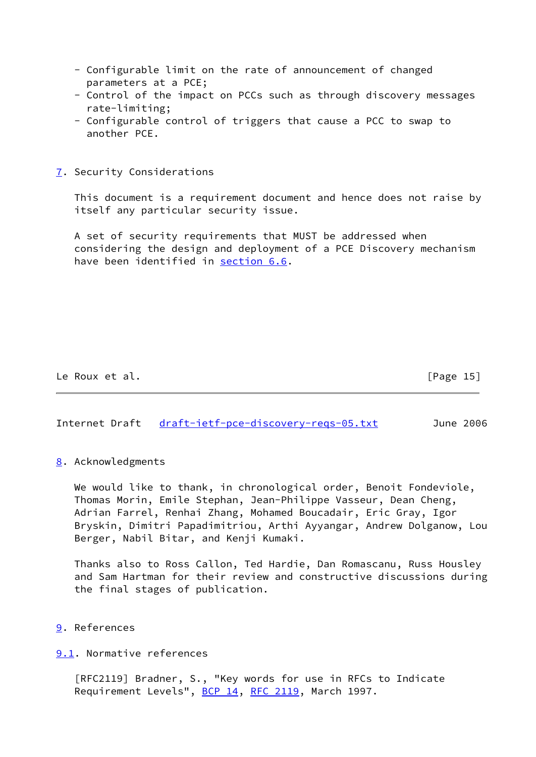- Configurable limit on the rate of announcement of changed parameters at a PCE;
- Control of the impact on PCCs such as through discovery messages rate-limiting;
- Configurable control of triggers that cause a PCC to swap to another PCE.

## 7. Security Considerations

This document is a requirement document and hence does not raise by itself any particular security issue.

A set of security requirements that MUST be addressed when considering the design and deployment of a PCE Discovery mechanism have been identified in section 6.6.

## 8. Acknowledgments

We would like to thank, in chronological order, Benoit Fondeviole, Thomas Morin, Emile Stephan, Jean-Philippe Vasseur, Dean Cheng, Adrian Farrel, Renhai Zhang, Mohamed Boucadair, Eric Gray, Igor Bryskin, Dimitri Papadimitriou, Arthi Ayyangar, Andrew Dolganow, Lou Berger, Nabil Bitar, and Kenji Kumaki.

Thanks also to Ross Callon, Ted Hardie, Dan Romascanu, Russ Housley and Sam Hartman for their review and constructive discussions during the final stages of publication.

## 9. References

### 9.1. Normative references

[RFC2119] Bradner, S., "Key words for use in RFCs to Indicate Requirement Levels", BCP 14, RFC 2119, March 1997.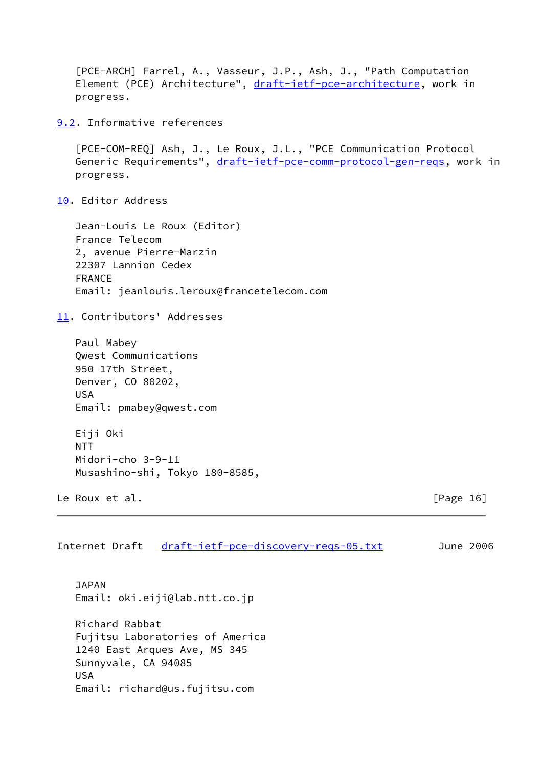[PCE-ARCH] Farrel, A., Vasseur, J.P., Ash, J., "Path Computation Element (PCE) Architecture", draft-ietf-pce-architecture, work in progress.

## 9.2. Informative references

[PCE-COM-REQ] Ash, J., Le Roux, J.L., "PCE Communication Protocol Generic Requirements", draft-ietf-pce-comm-protocol-gen-reqs, work in progress.

## 10. Editor Address

Jean-Louis Le Roux (Editor)
France Telecom
2, avenue Pierre-Marzin
22307 Lannion Cedex
FRANCE
Email: jeanlouis.leroux@francetelecom.com

## 11. Contributors' Addresses

Paul Mabey
Qwest Communications
950 17th Street,
Denver, CO 80202,
USA
Email: pmabey@qwest.com

Eiji Oki
NTT
Midori-cho 3-9-11
Musashino-shi, Tokyo 180-8585,
JAPAN
Email: oki.eiji@lab.ntt.co.jp

Richard Rabbat
Fujitsu Laboratories of America
1240 East Arques Ave, MS 345
Sunnyvale, CA 94085
USA
Email: richard@us.fujitsu.com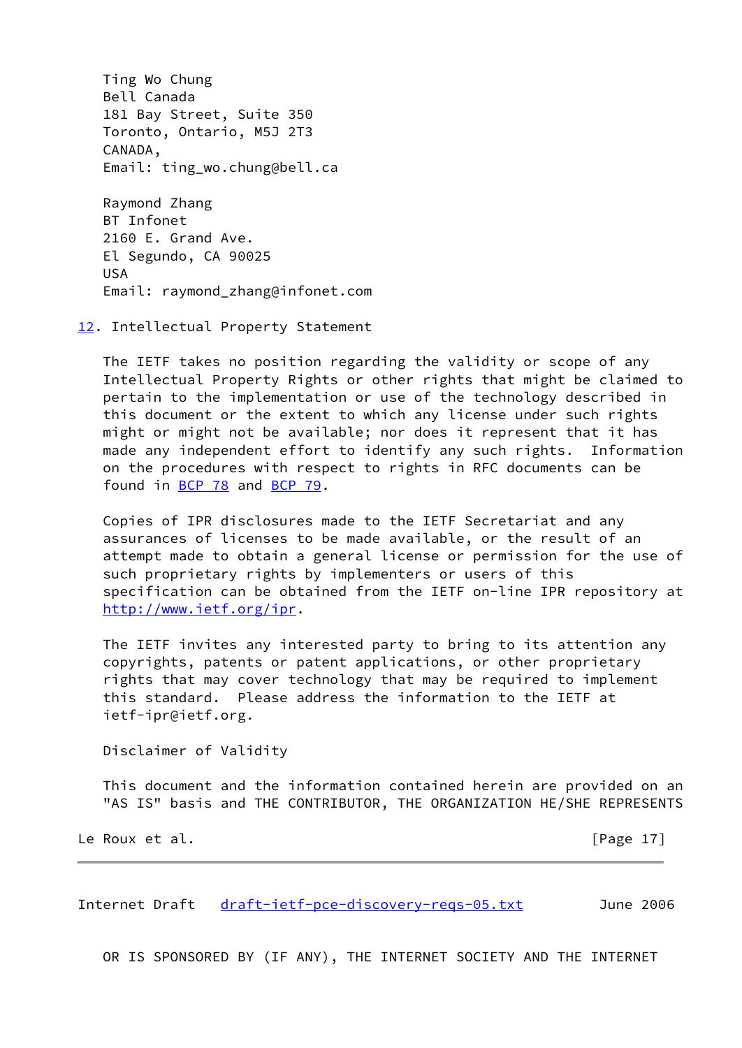Ting Wo Chung
Bell Canada
181 Bay Street, Suite 350
Toronto, Ontario, M5J 2T3
CANADA,
Email: ting_wo.chung@bell.ca

Raymond Zhang
BT Infonet
2160 E. Grand Ave.
El Segundo, CA 90025
USA
Email: raymond_zhang@infonet.com

## 12. Intellectual Property Statement

The IETF takes no position regarding the validity or scope of any Intellectual Property Rights or other rights that might be claimed to pertain to the implementation or use of the technology described in this document or the extent to which any license under such rights might or might not be available; nor does it represent that it has made any independent effort to identify any such rights. Information on the procedures with respect to rights in RFC documents can be found in BCP 78 and BCP 79.

Copies of IPR disclosures made to the IETF Secretariat and any assurances of licenses to be made available, or the result of an attempt made to obtain a general license or permission for the use of such proprietary rights by implementers or users of this specification can be obtained from the IETF on-line IPR repository at http://www.ietf.org/ipr.

The IETF invites any interested party to bring to its attention any copyrights, patents or patent applications, or other proprietary rights that may cover technology that may be required to implement this standard. Please address the information to the IETF at ietf-ipr@ietf.org.

Disclaimer of Validity

This document and the information contained herein are provided on an "AS IS" basis and THE CONTRIBUTOR, THE ORGANIZATION HE/SHE REPRESENTS OR IS SPONSORED BY (IF ANY), THE INTERNET SOCIETY AND THE INTERNET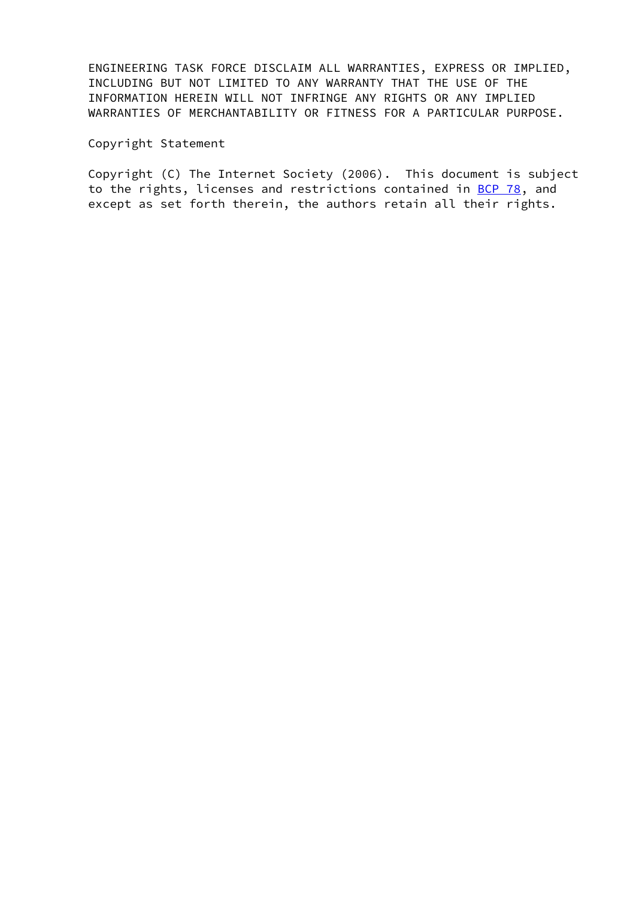ENGINEERING TASK FORCE DISCLAIM ALL WARRANTIES, EXPRESS OR IMPLIED, INCLUDING BUT NOT LIMITED TO ANY WARRANTY THAT THE USE OF THE INFORMATION HEREIN WILL NOT INFRINGE ANY RIGHTS OR ANY IMPLIED WARRANTIES OF MERCHANTABILITY OR FITNESS FOR A PARTICULAR PURPOSE.

Copyright Statement

Copyright (C) The Internet Society (2006). This document is subject to the rights, licenses and restrictions contained in BCP 78, and except as set forth therein, the authors retain all their rights.